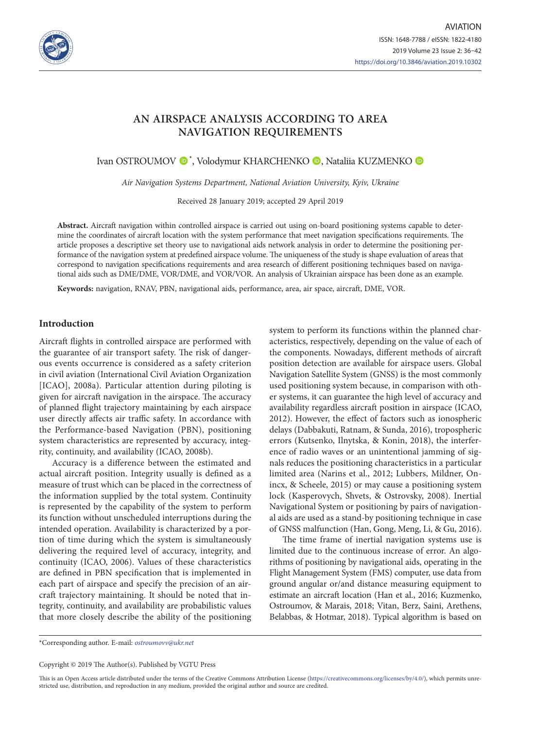# AN AIRSPACE ANALYSIS ACCORDING TO AREA NAVIGATION REQUIREMENTS

Ivan OSTROUMOV *, Volodymur KHARCHENKO, Nataliia KUZMENKO

*Air Navigation Systems Department, National Aviation University, Kyiv, Ukraine*

Received 28 January 2019; accepted 29 April 2019

**Abstract.** Aircraft navigation within controlled airspace is carried out using on-board positioning systems capable to determine the coordinates of aircraft location with the system performance that meet navigation specifications requirements. The article proposes a descriptive set theory use to navigational aids network analysis in order to determine the positioning performance of the navigation system at predefined airspace volume. The uniqueness of the study is shape evaluation of areas that correspond to navigation specifications requirements and area research of different positioning techniques based on navigational aids such as DME/DME, VOR/DME, and VOR/VOR. An analysis of Ukrainian airspace has been done as an example.

**Keywords:** navigation, RNAV, PBN, navigational aids, performance, area, air space, aircraft, DME, VOR.

## Introduction

Aircraft flights in controlled airspace are performed with the guarantee of air transport safety. The risk of dangerous events occurrence is considered as a safety criterion in civil aviation (International Civil Aviation Organization [ICAO], 2008a). Particular attention during piloting is given for aircraft navigation in the airspace. The accuracy of planned flight trajectory maintaining by each airspace user directly affects air traffic safety. In accordance with the Performance-based Navigation (PBN), positioning system characteristics are represented by accuracy, integrity, continuity, and availability (ICAO, 2008b).

Accuracy is a difference between the estimated and actual aircraft position. Integrity usually is defined as a measure of trust which can be placed in the correctness of the information supplied by the total system. Continuity is represented by the capability of the system to perform its function without unscheduled interruptions during the intended operation. Availability is characterized by a portion of time during which the system is simultaneously delivering the required level of accuracy, integrity, and continuity (ICAO, 2006). Values of these characteristics are defined in PBN specification that is implemented in each part of airspace and specify the precision of an aircraft trajectory maintaining. It should be noted that integrity, continuity, and availability are probabilistic values that more closely describe the ability of the positioning system to perform its functions within the planned characteristics, respectively, depending on the value of each of the components. Nowadays, different methods of aircraft position detection are available for airspace users. Global Navigation Satellite System (GNSS) is the most commonly used positioning system because, in comparison with other systems, it can guarantee the high level of accuracy and availability regardless aircraft position in airspace (ICAO, 2012). However, the effect of factors such as ionospheric delays (Dabbakuti, Ratnam, & Sunda, 2016), tropospheric errors (Kutsenko, Ilnytska, & Konin, 2018), the interference of radio waves or an unintentional jamming of signals reduces the positioning characteristics in a particular limited area (Narins et al., 2012; Lubbers, Mildner, Onincx, & Scheele, 2015) or may cause a positioning system lock (Kasperovych, Shvets, & Ostrovsky, 2008). Inertial Navigational System or positioning by pairs of navigational aids are used as a stand-by positioning technique in case of GNSS malfunction (Han, Gong, Meng, Li, & Gu, 2016).

The time frame of inertial navigation systems use is limited due to the continuous increase of error. An algorithms of positioning by navigational aids, operating in the Flight Management System (FMS) computer, use data from ground angular or/and distance measuring equipment to estimate an aircraft location (Han et al., 2016; Kuzmenko, Ostroumov, & Marais, 2018; Vitan, Berz, Saini, Arethens, Belabbas, & Hotmar, 2018). Typical algorithm is based on

---

*Corresponding author. E-mail: *ostroumovv@ukr.net*

Copyright © 2019 The Author(s). Published by VGTU Press

This is an Open Access article distributed under the terms of the Creative Commons Attribution License (https://creativecommons.org/licenses/by/4.0/), which permits unrestricted use, distribution, and reproduction in any medium, provided the original author and source are credited.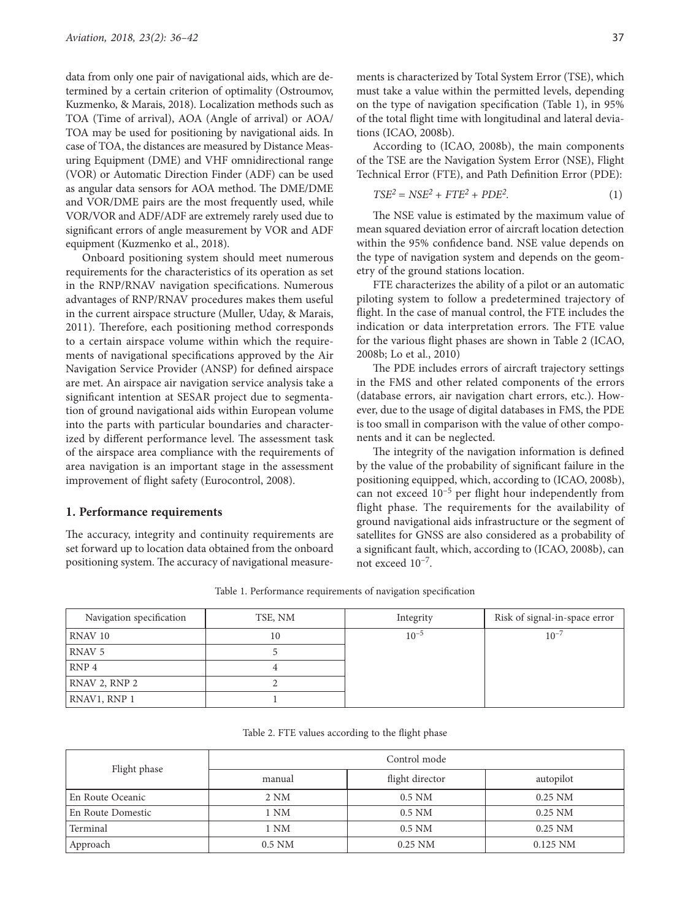data from only one pair of navigational aids, which are determined by a certain criterion of optimality (Ostroumov, Kuzmenko, & Marais, 2018). Localization methods such as TOA (Time of arrival), AOA (Angle of arrival) or AOA/TOA may be used for positioning by navigational aids. In case of TOA, the distances are measured by Distance Measuring Equipment (DME) and VHF omnidirectional range (VOR) or Automatic Direction Finder (ADF) can be used as angular data sensors for AOA method. The DME/DME and VOR/DME pairs are the most frequently used, while VOR/VOR and ADF/ADF are extremely rarely used due to significant errors of angle measurement by VOR and ADF equipment (Kuzmenko et al., 2018).

Onboard positioning system should meet numerous requirements for the characteristics of its operation as set in the RNP/RNAV navigation specifications. Numerous advantages of RNP/RNAV procedures makes them useful in the current airspace structure (Muller, Uday, & Marais, 2011). Therefore, each positioning method corresponds to a certain airspace volume within which the requirements of navigational specifications approved by the Air Navigation Service Provider (ANSP) for defined airspace are met. An airspace air navigation service analysis take a significant intention at SESAR project due to segmentation of ground navigational aids within European volume into the parts with particular boundaries and characterized by different performance level. The assessment task of the airspace area compliance with the requirements of area navigation is an important stage in the assessment improvement of flight safety (Eurocontrol, 2008).

## 1. Performance requirements

The accuracy, integrity and continuity requirements are set forward up to location data obtained from the onboard positioning system. The accuracy of navigational measurements is characterized by Total System Error (TSE), which must take a value within the permitted levels, depending on the type of navigation specification (Table 1), in 95% of the total flight time with longitudinal and lateral deviations (ICAO, 2008b).

According to (ICAO, 2008b), the main components of the TSE are the Navigation System Error (NSE), Flight Technical Error (FTE), and Path Definition Error (PDE):

$$TSE^2 = NSE^2 + FTE^2 + PDE^2. \quad (1)$$

The NSE value is estimated by the maximum value of mean squared deviation error of aircraft location detection within the 95% confidence band. NSE value depends on the type of navigation system and depends on the geometry of the ground stations location.

FTE characterizes the ability of a pilot or an automatic piloting system to follow a predetermined trajectory of flight. In the case of manual control, the FTE includes the indication or data interpretation errors. The FTE value for the various flight phases are shown in Table 2 (ICAO, 2008b; Lo et al., 2010)

The PDE includes errors of aircraft trajectory settings in the FMS and other related components of the errors (database errors, air navigation chart errors, etc.). However, due to the usage of digital databases in FMS, the PDE is too small in comparison with the value of other components and it can be neglected.

The integrity of the navigation information is defined by the value of the probability of significant failure in the positioning equipped, which, according to (ICAO, 2008b), can not exceed $10^{-5}$ per flight hour independently from flight phase. The requirements for the availability of ground navigational aids infrastructure or the segment of satellites for GNSS are also considered as a probability of a significant fault, which, according to (ICAO, 2008b), can not exceed $10^{-7}$.

Table 1. Performance requirements of navigation specification

| Navigation specification | TSE, NM | Integrity | Risk of signal-in-space error |
|---|---|---|---|
| RNAV 10 | 10 | $10^{-5}$ | $10^{-7}$ |
| RNAV 5 | 5 | | |
| RNP 4 | 4 | | |
| RNAV 2, RNP 2 | 2 | | |
| RNAV1, RNP 1 | 1 | | |

Table 2. FTE values according to the flight phase

| Flight phase | Control mode | | |
|---|---|---|---|
| | manual | flight director | autopilot |
| En Route Oceanic | 2 NM | 0.5 NM | 0.25 NM |
| En Route Domestic | 1 NM | 0.5 NM | 0.25 NM |
| Terminal | 1 NM | 0.5 NM | 0.25 NM |
| Approach | 0.5 NM | 0.25 NM | 0.125 NM |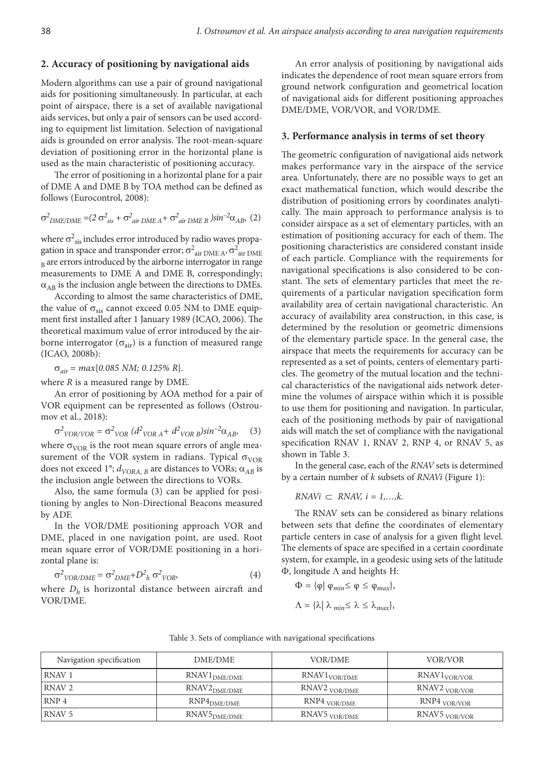## 2. Accuracy of positioning by navigational aids

Modern algorithms can use a pair of ground navigational aids for positioning simultaneously. In particular, at each point of airspace, there is a set of available navigational aids services, but only a pair of sensors can be used according to equipment list limitation. Selection of navigational aids is grounded on error analysis. The root-mean-square deviation of positioning error in the horizontal plane is used as the main characteristic of positioning accuracy.

The error of positioning in a horizontal plane for a pair of DME A and DME B by TOA method can be defined as follows (Eurocontrol, 2008):

$$\sigma^2_{DME/DME} = (2\,\sigma^2_{sis} + \sigma^2_{air\ DME\ A} + \sigma^2_{air\ DME\ B})\sin^{-2}\alpha_{AB}, \quad (2)$$

where $\sigma^2_{sis}$ includes error introduced by radio waves propagation in space and transponder error; $\sigma^2_{air\ DME\ A}$, $\sigma^2_{air\ DME\ B}$ are errors introduced by the airborne interrogator in range measurements to DME A and DME B, correspondingly; $\alpha_{AB}$ is the inclusion angle between the directions to DMEs.

According to almost the same characteristics of DME, the value of $\sigma_{sis}$ cannot exceed 0.05 NM to DME equipment first installed after 1 January 1989 (ICAO, 2006). The theoretical maximum value of error introduced by the airborne interrogator ($\sigma_{air}$) is a function of measured range (ICAO, 2008b):

$$\sigma_{air} = \max\{0.085\ NM;\ 0.125\%\ R\}.$$

where $R$ is a measured range by DME.

An error of positioning by AOA method for a pair of VOR equipment can be represented as follows (Ostroumov et al., 2018):

$$\sigma^2_{VOR/VOR} = \sigma^2_{VOR}\,(d^2_{VOR\ A} + d^2_{VOR\ B})\sin^{-2}\alpha_{AB}, \quad (3)$$

where $\sigma_{VOR}$ is the root mean square errors of angle measurement of the VOR system in radians. Typical $\sigma_{VOR}$ does not exceed 1°; $d_{VORA,\ B}$ are distances to VORs; $\alpha_{AB}$ is the inclusion angle between the directions to VORs.

Also, the same formula (3) can be applied for positioning by angles to Non-Directional Beacons measured by ADF.

In the VOR/DME positioning approach VOR and DME, placed in one navigation point, are used. Root mean square error of VOR/DME positioning in a horizontal plane is:

$$\sigma^2_{VOR/DME} = \sigma^2_{DME} + D^2_h\,\sigma^2_{VOR}, \quad (4)$$

where $D_h$ is horizontal distance between aircraft and VOR/DME.

An error analysis of positioning by navigational aids indicates the dependence of root mean square errors from ground network configuration and geometrical location of navigational aids for different positioning approaches DME/DME, VOR/VOR, and VOR/DME.

## 3. Performance analysis in terms of set theory

The geometric configuration of navigational aids network makes performance vary in the airspace of the service area. Unfortunately, there are no possible ways to get an exact mathematical function, which would describe the distribution of positioning errors by coordinates analytically. The main approach to performance analysis is to consider airspace as a set of elementary particles, with an estimation of positioning accuracy for each of them. The positioning characteristics are considered constant inside of each particle. Compliance with the requirements for navigational specifications is also considered to be constant. The sets of elementary particles that meet the requirements of a particular navigation specification form availability area of certain navigational characteristic. An accuracy of availability area construction, in this case, is determined by the resolution or geometric dimensions of the elementary particle space. In the general case, the airspace that meets the requirements for accuracy can be represented as a set of points, centers of elementary particles. The geometry of the mutual location and the technical characteristics of the navigational aids network determine the volumes of airspace within which it is possible to use them for positioning and navigation. In particular, each of the positioning methods by pair of navigational aids will match the set of compliance with the navigational specification RNAV 1, RNAV 2, RNP 4, or RNAV 5, as shown in Table 3.

In the general case, each of the *RNAV* sets is determined by a certain number of *k* subsets of *RNAVi* (Figure 1):

$$RNAVi \subset RNAV,\ i = 1,\ldots,k.$$

The RNAV sets can be considered as binary relations between sets that define the coordinates of elementary particle centers in case of analysis for a given flight level. The elements of space are specified in a certain coordinate system, for example, in a geodesic using sets of the latitude $\Phi$, longitude $\Lambda$ and heights H:

$$\Phi = \{\varphi \mid \varphi_{min} \le \varphi \le \varphi_{max}\},$$

$$\Lambda = \{\lambda \mid \lambda_{min} \le \lambda \le \lambda_{max}\},$$

Table 3. Sets of compliance with navigational specifications

| Navigation specification | DME/DME | VOR/DME | VOR/VOR |
|---|---|---|---|
| RNAV 1 | $RNAV1_{DME/DME}$ | $RNAV1_{VOR/DME}$ | $RNAV1_{VOR/VOR}$ |
| RNAV 2 | $RNAV2_{DME/DME}$ | $RNAV2_{VOR/DME}$ | $RNAV2_{VOR/VOR}$ |
| RNP 4 | $RNP4_{DME/DME}$ | $RNP4_{VOR/DME}$ | $RNP4_{VOR/VOR}$ |
| RNAV 5 | $RNAV5_{DME/DME}$ | $RNAV5_{VOR/DME}$ | $RNAV5_{VOR/VOR}$ |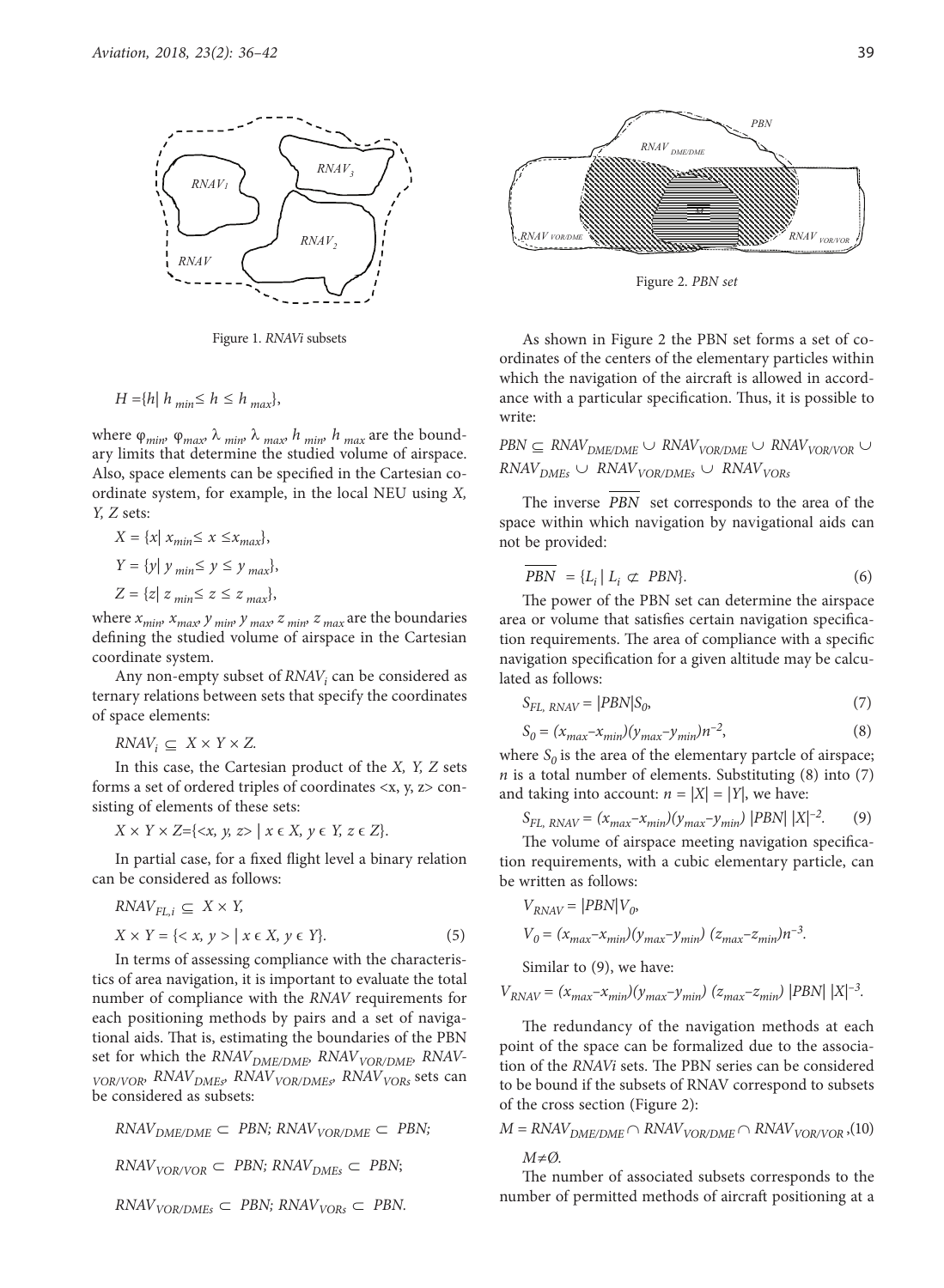Figure 1. *RNAVi* subsets

$$H = \{h \mid h_{min} \leq h \leq h_{max}\},$$

where $\varphi_{min}$, $\varphi_{max}$, $\lambda_{min}$, $\lambda_{max}$, $h_{min}$, $h_{max}$ are the boundary limits that determine the studied volume of airspace. Also, space elements can be specified in the Cartesian coordinate system, for example, in the local NEU using *X, Y, Z* sets:

$$X = \{x \mid x_{min} \leq x \leq x_{max}\},$$

$$Y = \{y \mid y_{min} \leq y \leq y_{max}\},$$

$$Z = \{z \mid z_{min} \leq z \leq z_{max}\},$$

where $x_{min}$, $x_{max}$, $y_{min}$, $y_{max}$, $z_{min}$, $z_{max}$ are the boundaries defining the studied volume of airspace in the Cartesian coordinate system.

Any non-empty subset of $RNAV_i$ can be considered as ternary relations between sets that specify the coordinates of space elements:

$$RNAV_i \subseteq X \times Y \times Z.$$

In this case, the Cartesian product of the *X, Y, Z* sets forms a set of ordered triples of coordinates <x, y, z> consisting of elements of these sets:

$$X \times Y \times Z = \{<x, y, z> \mid x \in X, y \in Y, z \in Z\}.$$

In partial case, for a fixed flight level a binary relation can be considered as follows:

$$RNAV_{FL,i} \subseteq X \times Y,$$

$$X \times Y = \{<x, y> \mid x \in X, y \in Y\}. \quad (5)$$

In terms of assessing compliance with the characteristics of area navigation, it is important to evaluate the total number of compliance with the *RNAV* requirements for each positioning methods by pairs and a set of navigational aids. That is, estimating the boundaries of the PBN set for which the $RNAV_{DME/DME}$, $RNAV_{VOR/DME}$, $RNAV_{VOR/VOR}$, $RNAV_{DMEs}$, $RNAV_{VOR/DMEs}$, $RNAV_{VORs}$ sets can be considered as subsets:

$$RNAV_{DME/DME} \subset PBN; \ RNAV_{VOR/DME} \subset PBN;$$

$$RNAV_{VOR/VOR} \subset PBN; \ RNAV_{DMEs} \subset PBN;$$

$$RNAV_{VOR/DMEs} \subset PBN; \ RNAV_{VORs} \subset PBN.$$

Figure 2. *PBN set*

As shown in Figure 2 the PBN set forms a set of coordinates of the centers of the elementary particles within which the navigation of the aircraft is allowed in accordance with a particular specification. Thus, it is possible to write:

$$PBN \subseteq RNAV_{DME/DME} \cup RNAV_{VOR/DME} \cup RNAV_{VOR/VOR} \cup RNAV_{DMEs} \cup RNAV_{VOR/DMEs} \cup RNAV_{VORs}$$

The inverse $\overline{PBN}$ set corresponds to the area of the space within which navigation by navigational aids can not be provided:

$$\overline{PBN} = \{L_i \mid L_i \not\subset PBN\}. \quad (6)$$

The power of the PBN set can determine the airspace area or volume that satisfies certain navigation specification requirements. The area of compliance with a specific navigation specification for a given altitude may be calculated as follows:

$$S_{FL,\ RNAV} = |PBN| S_0, \quad (7)$$

$$S_0 = (x_{max} - x_{min})(y_{max} - y_{min}) n^{-2}, \quad (8)$$

where $S_0$ is the area of the elementary partcle of airspace; $n$ is a total number of elements. Substituting (8) into (7) and taking into account: $n = |X| = |Y|$, we have:

$$S_{FL,\ RNAV} = (x_{max} - x_{min})(y_{max} - y_{min}) \ |PBN| \ |X|^{-2}. \quad (9)$$

The volume of airspace meeting navigation specification requirements, with a cubic elementary particle, can be written as follows:

$$V_{RNAV} = |PBN| V_0,$$

$$V_0 = (x_{max} - x_{min})(y_{max} - y_{min}) (z_{max} - z_{min}) n^{-3}.$$

Similar to (9), we have:

$$V_{RNAV} = (x_{max} - x_{min})(y_{max} - y_{min}) (z_{max} - z_{min}) \ |PBN| \ |X|^{-3}.$$

The redundancy of the navigation methods at each point of the space can be formalized due to the association of the *RNAVi* sets. The PBN series can be considered to be bound if the subsets of RNAV correspond to subsets of the cross section (Figure 2):

$$M = RNAV_{DME/DME} \cap RNAV_{VOR/DME} \cap RNAV_{VOR/VOR}, \quad (10)$$

$$M \neq \emptyset.$$

The number of associated subsets corresponds to the number of permitted methods of aircraft positioning at a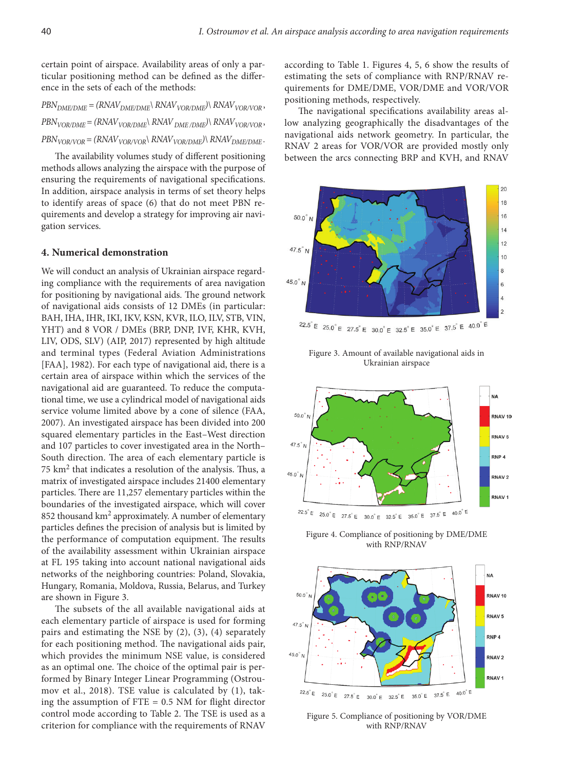certain point of airspace. Availability areas of only a particular positioning method can be defined as the difference in the sets of each of the methods:

$$PBN_{DME/DME} = (RNAV_{DME/DME} \setminus RNAV_{VOR/DME}) \setminus RNAV_{VOR/VOR},$$

$$PBN_{VOR/DME} = (RNAV_{VOR/DME} \setminus RNAV_{DME/DME}) \setminus RNAV_{VOR/VOR},$$

$$PBN_{VOR/VOR} = (RNAV_{VOR/VOR} \setminus RNAV_{VOR/DME}) \setminus RNAV_{DME/DME}.$$

The availability volumes study of different positioning methods allows analyzing the airspace with the purpose of ensuring the requirements of navigational specifications. In addition, airspace analysis in terms of set theory helps to identify areas of space (6) that do not meet PBN requirements and develop a strategy for improving air navigation services.

## 4. Numerical demonstration

We will conduct an analysis of Ukrainian airspace regarding compliance with the requirements of area navigation for positioning by navigational aids. The ground network of navigational aids consists of 12 DMEs (in particular: BAH, IHA, IHR, IKI, IKV, KSN, KVR, ILO, ILV, STB, VIN, YHT) and 8 VOR / DMEs (BRP, DNP, IVF, KHR, KVH, LIV, ODS, SLV) (AIP, 2017) represented by high altitude and terminal types (Federal Aviation Administrations [FAA], 1982). For each type of navigational aid, there is a certain area of airspace within which the services of the navigational aid are guaranteed. To reduce the computational time, we use a cylindrical model of navigational aids service volume limited above by a cone of silence (FAA, 2007). An investigated airspace has been divided into 200 squared elementary particles in the East–West direction and 107 particles to cover investigated area in the North–South direction. The area of each elementary particle is 75 km$^2$ that indicates a resolution of the analysis. Thus, a matrix of investigated airspace includes 21400 elementary particles. There are 11,257 elementary particles within the boundaries of the investigated airspace, which will cover 852 thousand km$^2$ approximately. A number of elementary particles defines the precision of analysis but is limited by the performance of computation equipment. The results of the availability assessment within Ukrainian airspace at FL 195 taking into account national navigational aids networks of the neighboring countries: Poland, Slovakia, Hungary, Romania, Moldova, Russia, Belarus, and Turkey are shown in Figure 3.

The subsets of the all available navigational aids at each elementary particle is used for forming pairs and estimating the NSE by (2), (3), (4) separately for each positioning method. The navigational aids pair, which provides the minimum NSE value, is considered as an optimal one. The choice of the optimal pair is performed by Binary Integer Linear Programming (Ostroumov et al., 2018). TSE value is calculated by (1), taking the assumption of FTE = 0.5 NM for flight director control mode according to Table 2. The TSE is used as a criterion for compliance with the requirements of RNAV according to Table 1. Figures 4, 5, 6 show the results of estimating the sets of compliance with RNP/RNAV requirements for DME/DME, VOR/DME and VOR/VOR positioning methods, respectively.

The navigational specifications availability areas allow analyzing geographically the disadvantages of the navigational aids network geometry. In particular, the RNAV 2 areas for VOR/VOR are provided mostly only between the arcs connecting BRP and KVH, and RNAV

Figure 3. Amount of available navigational aids in Ukrainian airspace

Figure 4. Compliance of positioning by DME/DME with RNP/RNAV

Figure 5. Compliance of positioning by VOR/DME with RNP/RNAV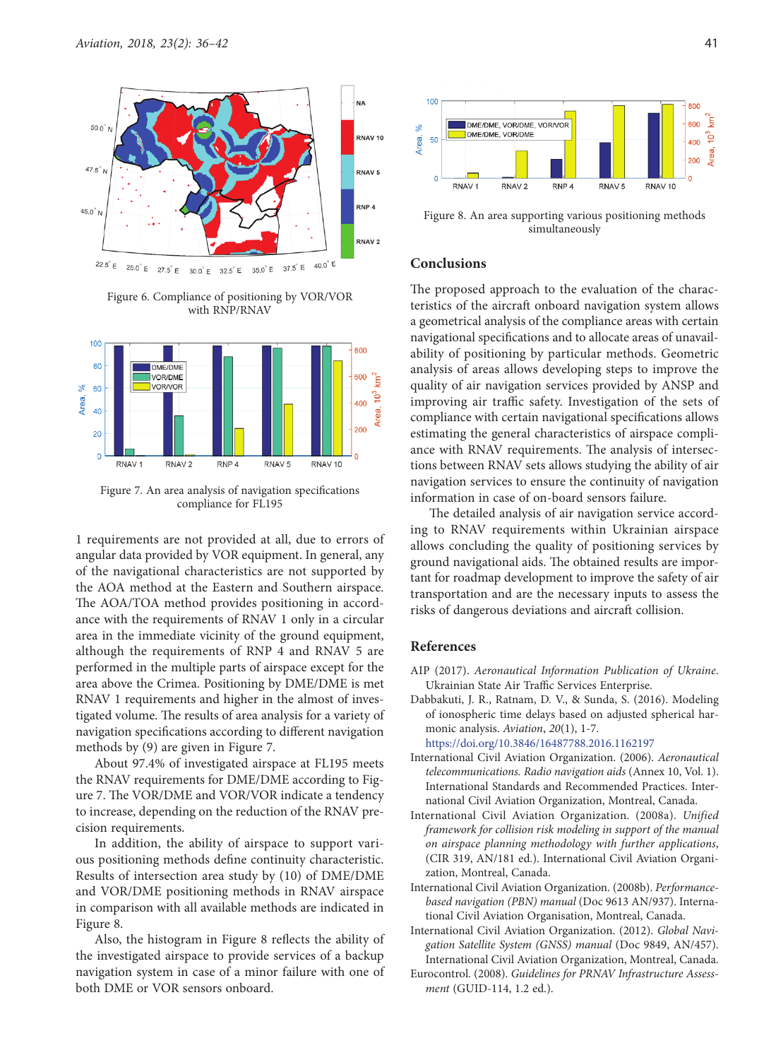Figure 6. Compliance of positioning by VOR/VOR with RNP/RNAV

Figure 7. An area analysis of navigation specifications compliance for FL195

1 requirements are not provided at all, due to errors of angular data provided by VOR equipment. In general, any of the navigational characteristics are not supported by the AOA method at the Eastern and Southern airspace. The AOA/TOA method provides positioning in accordance with the requirements of RNAV 1 only in a circular area in the immediate vicinity of the ground equipment, although the requirements of RNP 4 and RNAV 5 are performed in the multiple parts of airspace except for the area above the Crimea. Positioning by DME/DME is met RNAV 1 requirements and higher in the almost of investigated volume. The results of area analysis for a variety of navigation specifications according to different navigation methods by (9) are given in Figure 7.

About 97.4% of investigated airspace at FL195 meets the RNAV requirements for DME/DME according to Figure 7. The VOR/DME and VOR/VOR indicate a tendency to increase, depending on the reduction of the RNAV precision requirements.

In addition, the ability of airspace to support various positioning methods define continuity characteristic. Results of intersection area study by (10) of DME/DME and VOR/DME positioning methods in RNAV airspace in comparison with all available methods are indicated in Figure 8.

Also, the histogram in Figure 8 reflects the ability of the investigated airspace to provide services of a backup navigation system in case of a minor failure with one of both DME or VOR sensors onboard.

Figure 8. An area supporting various positioning methods simultaneously

## Conclusions

The proposed approach to the evaluation of the characteristics of the aircraft onboard navigation system allows a geometrical analysis of the compliance areas with certain navigational specifications and to allocate areas of unavailability of positioning by particular methods. Geometric analysis of areas allows developing steps to improve the quality of air navigation services provided by ANSP and improving air traffic safety. Investigation of the sets of compliance with certain navigational specifications allows estimating the general characteristics of airspace compliance with RNAV requirements. The analysis of intersections between RNAV sets allows studying the ability of air navigation services to ensure the continuity of navigation information in case of on-board sensors failure.

The detailed analysis of air navigation service according to RNAV requirements within Ukrainian airspace allows concluding the quality of positioning services by ground navigational aids. The obtained results are important for roadmap development to improve the safety of air transportation and are the necessary inputs to assess the risks of dangerous deviations and aircraft collision.

## References

AIP (2017). *Aeronautical Information Publication of Ukraine*. Ukrainian State Air Traffic Services Enterprise.

Dabbakuti, J. R., Ratnam, D. V., & Sunda, S. (2016). Modeling of ionospheric time delays based on adjusted spherical harmonic analysis. *Aviation*, *20*(1), 1-7. https://doi.org/10.3846/16487788.2016.1162197

International Civil Aviation Organization. (2006). *Aeronautical telecommunications. Radio navigation aids* (Annex 10, Vol. 1). International Standards and Recommended Practices. International Civil Aviation Organization, Montreal, Canada.

International Civil Aviation Organization. (2008a). *Unified framework for collision risk modeling in support of the manual on airspace planning methodology with further applications*, (CIR 319, AN/181 ed.). International Civil Aviation Organization, Montreal, Canada.

International Civil Aviation Organization. (2008b). *Performance-based navigation (PBN) manual* (Doc 9613 AN/937). International Civil Aviation Organisation, Montreal, Canada.

International Civil Aviation Organization. (2012). *Global Navigation Satellite System (GNSS) manual* (Doc 9849, AN/457). International Civil Aviation Organization, Montreal, Canada.

Eurocontrol. (2008). *Guidelines for PRNAV Infrastructure Assessment* (GUID-114, 1.2 ed.).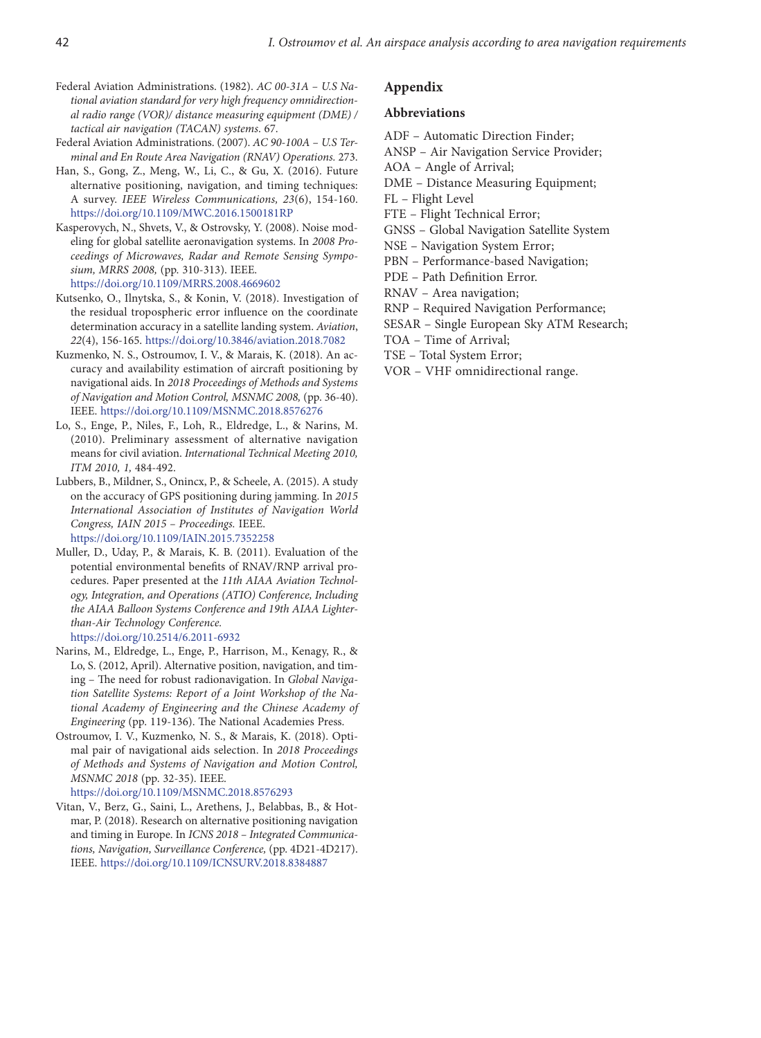Federal Aviation Administrations. (1982). *AC 00-31A – U.S National aviation standard for very high frequency omnidirectional radio range (VOR)/ distance measuring equipment (DME) / tactical air navigation (TACAN) systems*. 67.

Federal Aviation Administrations. (2007). *AC 90-100A – U.S Terminal and En Route Area Navigation (RNAV) Operations.* 273.

Han, S., Gong, Z., Meng, W., Li, C., & Gu, X. (2016). Future alternative positioning, navigation, and timing techniques: A survey. *IEEE Wireless Communications, 23*(6), 154-160. https://doi.org/10.1109/MWC.2016.1500181RP

Kasperovych, N., Shvets, V., & Ostrovsky, Y. (2008). Noise modeling for global satellite aeronavigation systems. In *2008 Proceedings of Microwaves, Radar and Remote Sensing Symposium, MRRS 2008,* (pp. 310-313). IEEE. https://doi.org/10.1109/MRRS.2008.4669602

Kutsenko, O., Ilnytska, S., & Konin, V. (2018). Investigation of the residual tropospheric error influence on the coordinate determination accuracy in a satellite landing system. *Aviation*, *22*(4), 156-165. https://doi.org/10.3846/aviation.2018.7082

Kuzmenko, N. S., Ostroumov, I. V., & Marais, K. (2018). An accuracy and availability estimation of aircraft positioning by navigational aids. In *2018 Proceedings of Methods and Systems of Navigation and Motion Control, MSNMC 2008,* (pp. 36-40). IEEE. https://doi.org/10.1109/MSNMC.2018.8576276

Lo, S., Enge, P., Niles, F., Loh, R., Eldredge, L., & Narins, M. (2010). Preliminary assessment of alternative navigation means for civil aviation. *International Technical Meeting 2010, ITM 2010, 1,* 484-492.

Lubbers, B., Mildner, S., Onincx, P., & Scheele, A. (2015). A study on the accuracy of GPS positioning during jamming. In *2015 International Association of Institutes of Navigation World Congress, IAIN 2015 – Proceedings.* IEEE. https://doi.org/10.1109/IAIN.2015.7352258

Muller, D., Uday, P., & Marais, K. B. (2011). Evaluation of the potential environmental benefits of RNAV/RNP arrival procedures. Paper presented at the *11th AIAA Aviation Technology, Integration, and Operations (ATIO) Conference, Including the AIAA Balloon Systems Conference and 19th AIAA Lighter-than-Air Technology Conference.* https://doi.org/10.2514/6.2011-6932

Narins, M., Eldredge, L., Enge, P., Harrison, M., Kenagy, R., & Lo, S. (2012, April). Alternative position, navigation, and timing – The need for robust radionavigation. In *Global Navigation Satellite Systems: Report of a Joint Workshop of the National Academy of Engineering and the Chinese Academy of Engineering* (pp. 119-136). The National Academies Press.

Ostroumov, I. V., Kuzmenko, N. S., & Marais, K. (2018). Optimal pair of navigational aids selection. In *2018 Proceedings of Methods and Systems of Navigation and Motion Control, MSNMC 2018* (pp. 32-35). IEEE. https://doi.org/10.1109/MSNMC.2018.8576293

Vitan, V., Berz, G., Saini, L., Arethens, J., Belabbas, B., & Hotmar, P. (2018). Research on alternative positioning navigation and timing in Europe. In *ICNS 2018 – Integrated Communications, Navigation, Surveillance Conference,* (pp. 4D21-4D217). IEEE. https://doi.org/10.1109/ICNSURV.2018.8384887

## Appendix

### Abbreviations

ADF – Automatic Direction Finder;
ANSP – Air Navigation Service Provider;
AOA – Angle of Arrival;
DME – Distance Measuring Equipment;
FL – Flight Level
FTE – Flight Technical Error;
GNSS – Global Navigation Satellite System
NSE – Navigation System Error;
PBN – Performance-based Navigation;
PDE – Path Definition Error.
RNAV – Area navigation;
RNP – Required Navigation Performance;
SESAR – Single European Sky ATM Research;
TOA – Time of Arrival;
TSE – Total System Error;
VOR – VHF omnidirectional range.